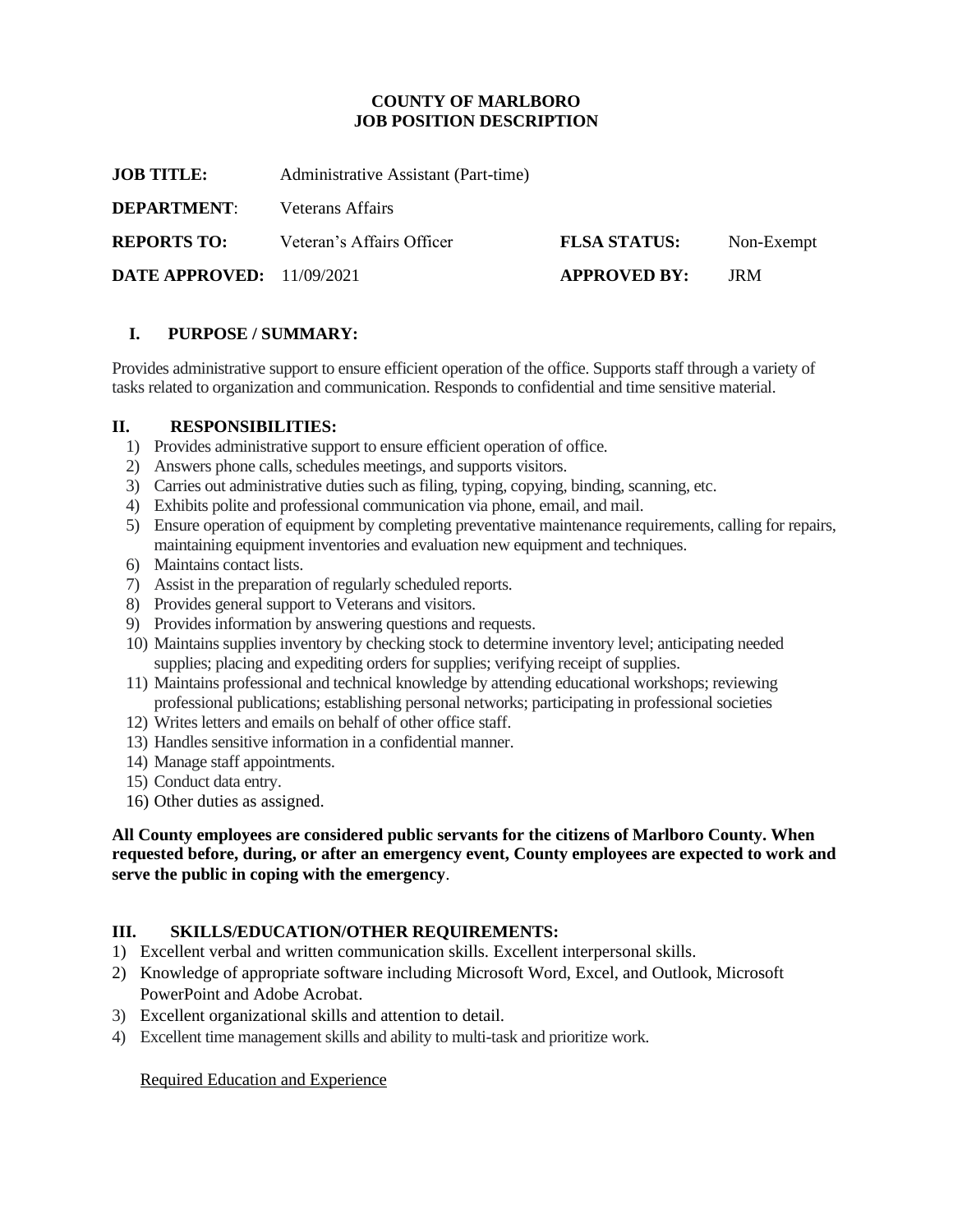**COUNTY OF MARLBORO**
**JOB POSITION DESCRIPTION**

| | | | |
|---|---|---|---|
| **JOB TITLE:** | Administrative Assistant (Part-time) | | |
| **DEPARTMENT**: | Veterans Affairs | | |
| **REPORTS TO:** | Veteran's Affairs Officer | **FLSA STATUS:** | Non-Exempt |
| **DATE APPROVED:** | 11/09/2021 | **APPROVED BY:** | JRM |

## I. PURPOSE / SUMMARY:

Provides administrative support to ensure efficient operation of the office. Supports staff through a variety of tasks related to organization and communication. Responds to confidential and time sensitive material.

## II. RESPONSIBILITIES:

1) Provides administrative support to ensure efficient operation of office.
2) Answers phone calls, schedules meetings, and supports visitors.
3) Carries out administrative duties such as filing, typing, copying, binding, scanning, etc.
4) Exhibits polite and professional communication via phone, email, and mail.
5) Ensure operation of equipment by completing preventative maintenance requirements, calling for repairs, maintaining equipment inventories and evaluation new equipment and techniques.
6) Maintains contact lists.
7) Assist in the preparation of regularly scheduled reports.
8) Provides general support to Veterans and visitors.
9) Provides information by answering questions and requests.
10) Maintains supplies inventory by checking stock to determine inventory level; anticipating needed supplies; placing and expediting orders for supplies; verifying receipt of supplies.
11) Maintains professional and technical knowledge by attending educational workshops; reviewing professional publications; establishing personal networks; participating in professional societies
12) Writes letters and emails on behalf of other office staff.
13) Handles sensitive information in a confidential manner.
14) Manage staff appointments.
15) Conduct data entry.
16) Other duties as assigned.

**All County employees are considered public servants for the citizens of Marlboro County. When requested before, during, or after an emergency event, County employees are expected to work and serve the public in coping with the emergency**.

## III. SKILLS/EDUCATION/OTHER REQUIREMENTS:

1) Excellent verbal and written communication skills. Excellent interpersonal skills.
2) Knowledge of appropriate software including Microsoft Word, Excel, and Outlook, Microsoft PowerPoint and Adobe Acrobat.
3) Excellent organizational skills and attention to detail.
4) Excellent time management skills and ability to multi-task and prioritize work.

Required Education and Experience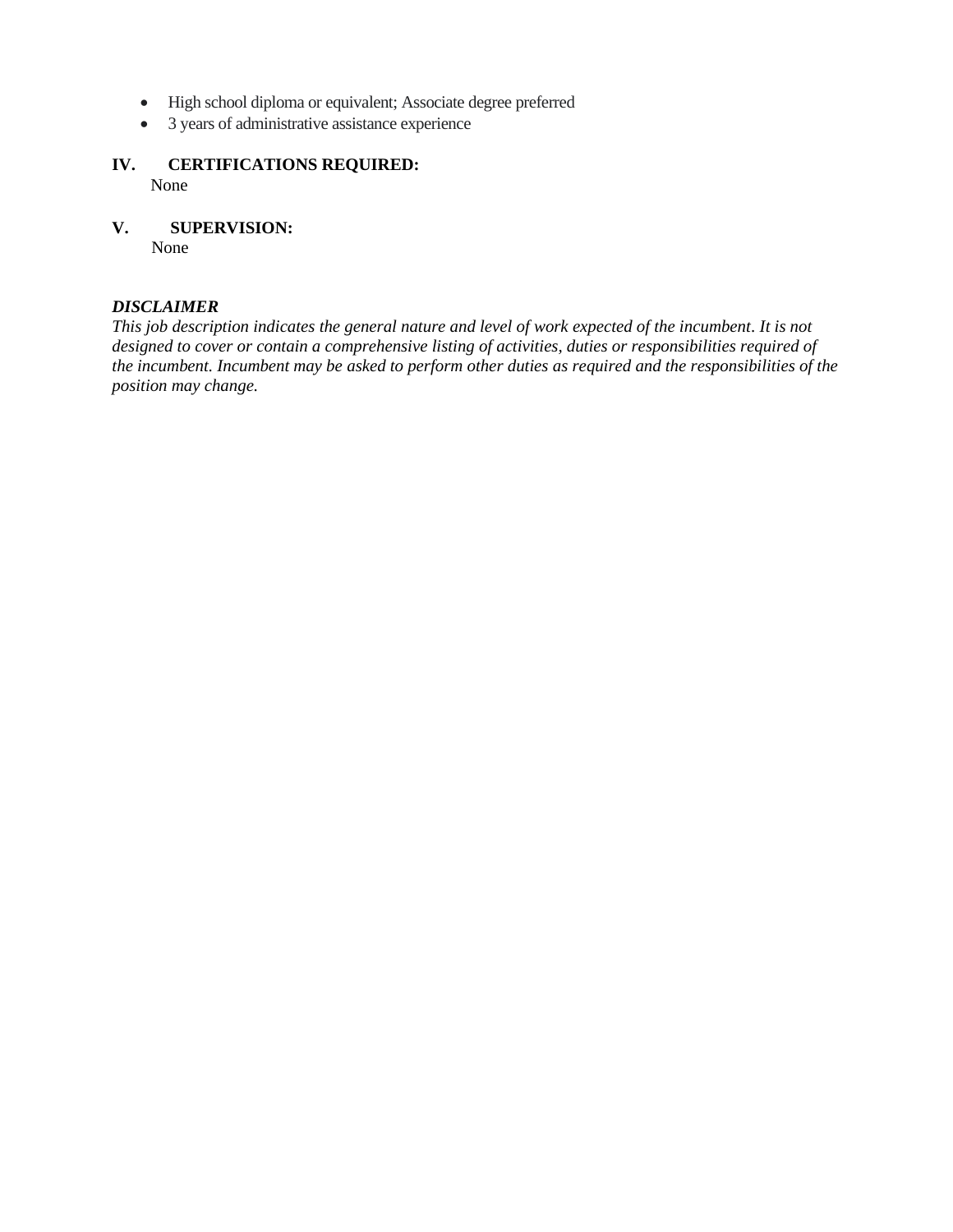- High school diploma or equivalent; Associate degree preferred
- 3 years of administrative assistance experience

## IV. CERTIFICATIONS REQUIRED:

None

## V. SUPERVISION:

None

***DISCLAIMER***

*This job description indicates the general nature and level of work expected of the incumbent. It is not designed to cover or contain a comprehensive listing of activities, duties or responsibilities required of the incumbent. Incumbent may be asked to perform other duties as required and the responsibilities of the position may change.*